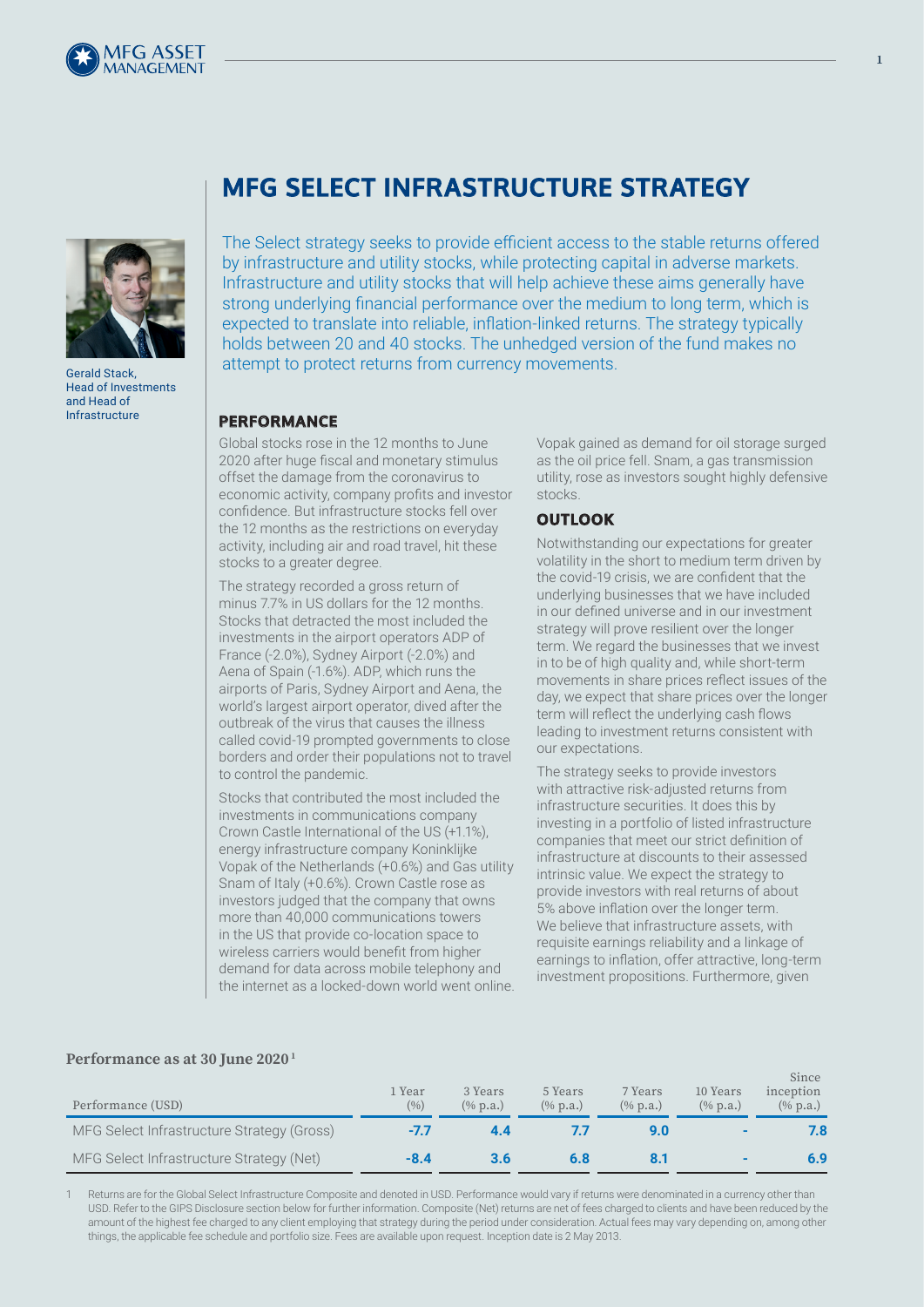# MFG SELECT INFRASTRUCTURE STRATEGY

Gerald Stack, Head of Investments and Head of Infrastructure

The Select strategy seeks to provide efficient access to the stable returns offered by infrastructure and utility stocks, while protecting capital in adverse markets. Infrastructure and utility stocks that will help achieve these aims generally have strong underlying financial performance over the medium to long term, which is expected to translate into reliable, inflation-linked returns. The strategy typically holds between 20 and 40 stocks. The unhedged version of the fund makes no attempt to protect returns from currency movements.

## PERFORMANCE

Global stocks rose in the 12 months to June 2020 after huge fiscal and monetary stimulus offset the damage from the coronavirus to economic activity, company profits and investor confidence. But infrastructure stocks fell over the 12 months as the restrictions on everyday activity, including air and road travel, hit these stocks to a greater degree.

The strategy recorded a gross return of minus 7.7% in US dollars for the 12 months. Stocks that detracted the most included the investments in the airport operators ADP of France (-2.0%), Sydney Airport (-2.0%) and Aena of Spain (-1.6%). ADP, which runs the airports of Paris, Sydney Airport and Aena, the world's largest airport operator, dived after the outbreak of the virus that causes the illness called covid-19 prompted governments to close borders and order their populations not to travel to control the pandemic.

Stocks that contributed the most included the investments in communications company Crown Castle International of the US (+1.1%), energy infrastructure company Koninklijke Vopak of the Netherlands (+0.6%) and Gas utility Snam of Italy (+0.6%). Crown Castle rose as investors judged that the company that owns more than 40,000 communications towers in the US that provide co-location space to wireless carriers would benefit from higher demand for data across mobile telephony and the internet as a locked-down world went online. Vopak gained as demand for oil storage surged as the oil price fell. Snam, a gas transmission utility, rose as investors sought highly defensive stocks.

## OUTLOOK

Notwithstanding our expectations for greater volatility in the short to medium term driven by the covid-19 crisis, we are confident that the underlying businesses that we have included in our defined universe and in our investment strategy will prove resilient over the longer term. We regard the businesses that we invest in to be of high quality and, while short-term movements in share prices reflect issues of the day, we expect that share prices over the longer term will reflect the underlying cash flows leading to investment returns consistent with our expectations.

The strategy seeks to provide investors with attractive risk-adjusted returns from infrastructure securities. It does this by investing in a portfolio of listed infrastructure companies that meet our strict definition of infrastructure at discounts to their assessed intrinsic value. We expect the strategy to provide investors with real returns of about 5% above inflation over the longer term. We believe that infrastructure assets, with requisite earnings reliability and a linkage of earnings to inflation, offer attractive, long-term investment propositions. Furthermore, given

**Performance as at 30 June 2020**[1]

| Performance (USD) | 1 Year (%) | 3 Years (% p.a.) | 5 Years (% p.a.) | 7 Years (% p.a.) | 10 Years (% p.a.) | Since inception (% p.a.) |
|---|---|---|---|---|---|---|
| MFG Select Infrastructure Strategy (Gross) | -7.7 | 4.4 | 7.7 | 9.0 | - | 7.8 |
| MFG Select Infrastructure Strategy (Net) | -8.4 | 3.6 | 6.8 | 8.1 | - | 6.9 |

1 Returns are for the Global Select Infrastructure Composite and denoted in USD. Performance would vary if returns were denominated in a currency other than USD. Refer to the GIPS Disclosure section below for further information. Composite (Net) returns are net of fees charged to clients and have been reduced by the amount of the highest fee charged to any client employing that strategy during the period under consideration. Actual fees may vary depending on, among other things, the applicable fee schedule and portfolio size. Fees are available upon request. Inception date is 2 May 2013.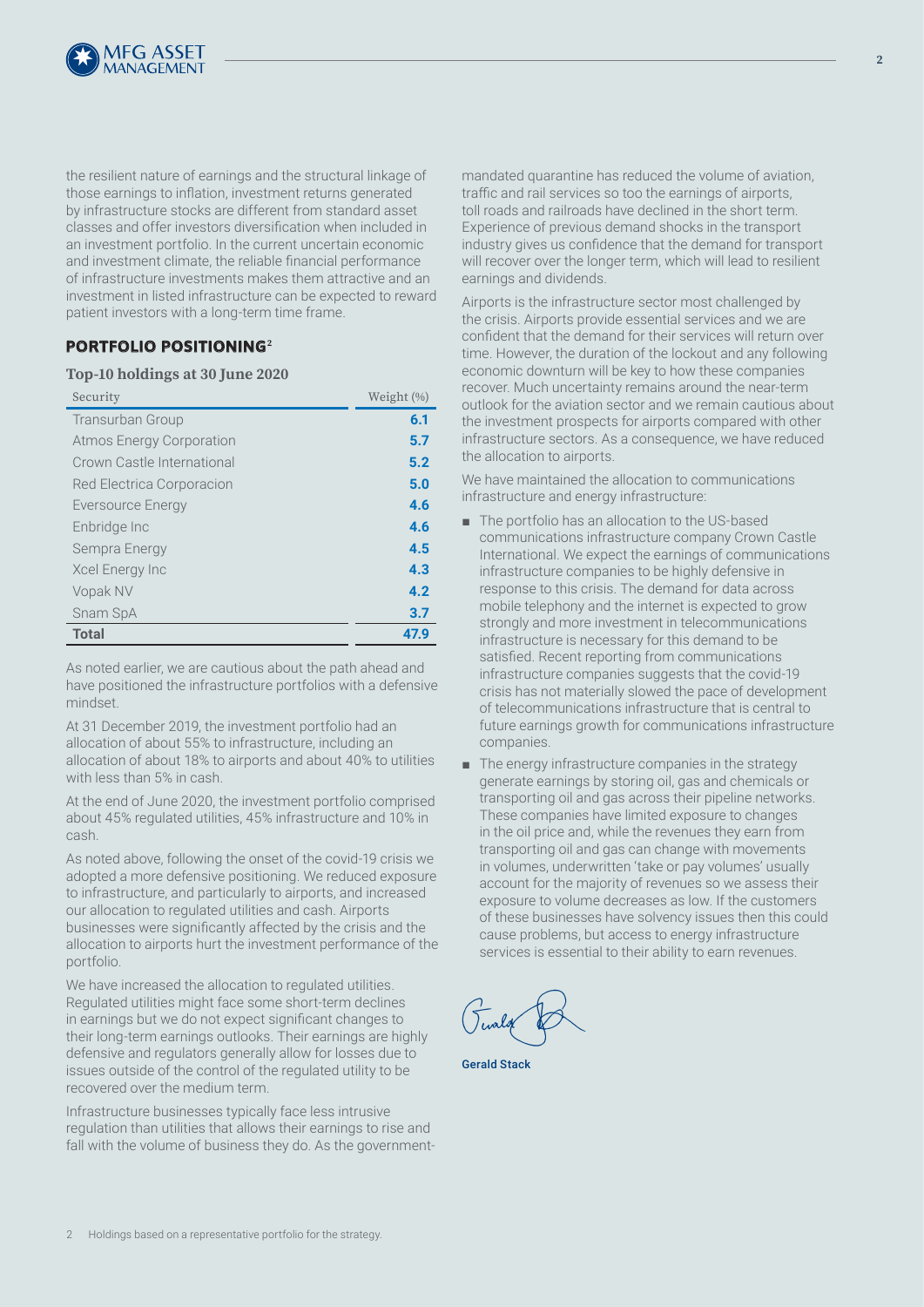the resilient nature of earnings and the structural linkage of those earnings to inflation, investment returns generated by infrastructure stocks are different from standard asset classes and offer investors diversification when included in an investment portfolio. In the current uncertain economic and investment climate, the reliable financial performance of infrastructure investments makes them attractive and an investment in listed infrastructure can be expected to reward patient investors with a long-term time frame.

## PORTFOLIO POSITIONING[2]

**Top-10 holdings at 30 June 2020**

| Security | Weight (%) |
|---|---|
| Transurban Group | **6.1** |
| Atmos Energy Corporation | **5.7** |
| Crown Castle International | **5.2** |
| Red Electrica Corporacion | **5.0** |
| Eversource Energy | **4.6** |
| Enbridge Inc | **4.6** |
| Sempra Energy | **4.5** |
| Xcel Energy Inc | **4.3** |
| Vopak NV | **4.2** |
| Snam SpA | **3.7** |
| **Total** | **47.9** |

As noted earlier, we are cautious about the path ahead and have positioned the infrastructure portfolios with a defensive mindset.

At 31 December 2019, the investment portfolio had an allocation of about 55% to infrastructure, including an allocation of about 18% to airports and about 40% to utilities with less than 5% in cash.

At the end of June 2020, the investment portfolio comprised about 45% regulated utilities, 45% infrastructure and 10% in cash.

As noted above, following the onset of the covid-19 crisis we adopted a more defensive positioning. We reduced exposure to infrastructure, and particularly to airports, and increased our allocation to regulated utilities and cash. Airports businesses were significantly affected by the crisis and the allocation to airports hurt the investment performance of the portfolio.

We have increased the allocation to regulated utilities. Regulated utilities might face some short-term declines in earnings but we do not expect significant changes to their long-term earnings outlooks. Their earnings are highly defensive and regulators generally allow for losses due to issues outside of the control of the regulated utility to be recovered over the medium term.

Infrastructure businesses typically face less intrusive regulation than utilities that allows their earnings to rise and fall with the volume of business they do. As the government-mandated quarantine has reduced the volume of aviation, traffic and rail services so too the earnings of airports, toll roads and railroads have declined in the short term. Experience of previous demand shocks in the transport industry gives us confidence that the demand for transport will recover over the longer term, which will lead to resilient earnings and dividends.

Airports is the infrastructure sector most challenged by the crisis. Airports provide essential services and we are confident that the demand for their services will return over time. However, the duration of the lockout and any following economic downturn will be key to how these companies recover. Much uncertainty remains around the near-term outlook for the aviation sector and we remain cautious about the investment prospects for airports compared with other infrastructure sectors. As a consequence, we have reduced the allocation to airports.

We have maintained the allocation to communications infrastructure and energy infrastructure:

- The portfolio has an allocation to the US-based communications infrastructure company Crown Castle International. We expect the earnings of communications infrastructure companies to be highly defensive in response to this crisis. The demand for data across mobile telephony and the internet is expected to grow strongly and more investment in telecommunications infrastructure is necessary for this demand to be satisfied. Recent reporting from communications infrastructure companies suggests that the covid-19 crisis has not materially slowed the pace of development of telecommunications infrastructure that is central to future earnings growth for communications infrastructure companies.
- The energy infrastructure companies in the strategy generate earnings by storing oil, gas and chemicals or transporting oil and gas across their pipeline networks. These companies have limited exposure to changes in the oil price and, while the revenues they earn from transporting oil and gas can change with movements in volumes, underwritten 'take or pay volumes' usually account for the majority of revenues so we assess their exposure to volume decreases as low. If the customers of these businesses have solvency issues then this could cause problems, but access to energy infrastructure services is essential to their ability to earn revenues.

Gerald Stack

2 Holdings based on a representative portfolio for the strategy.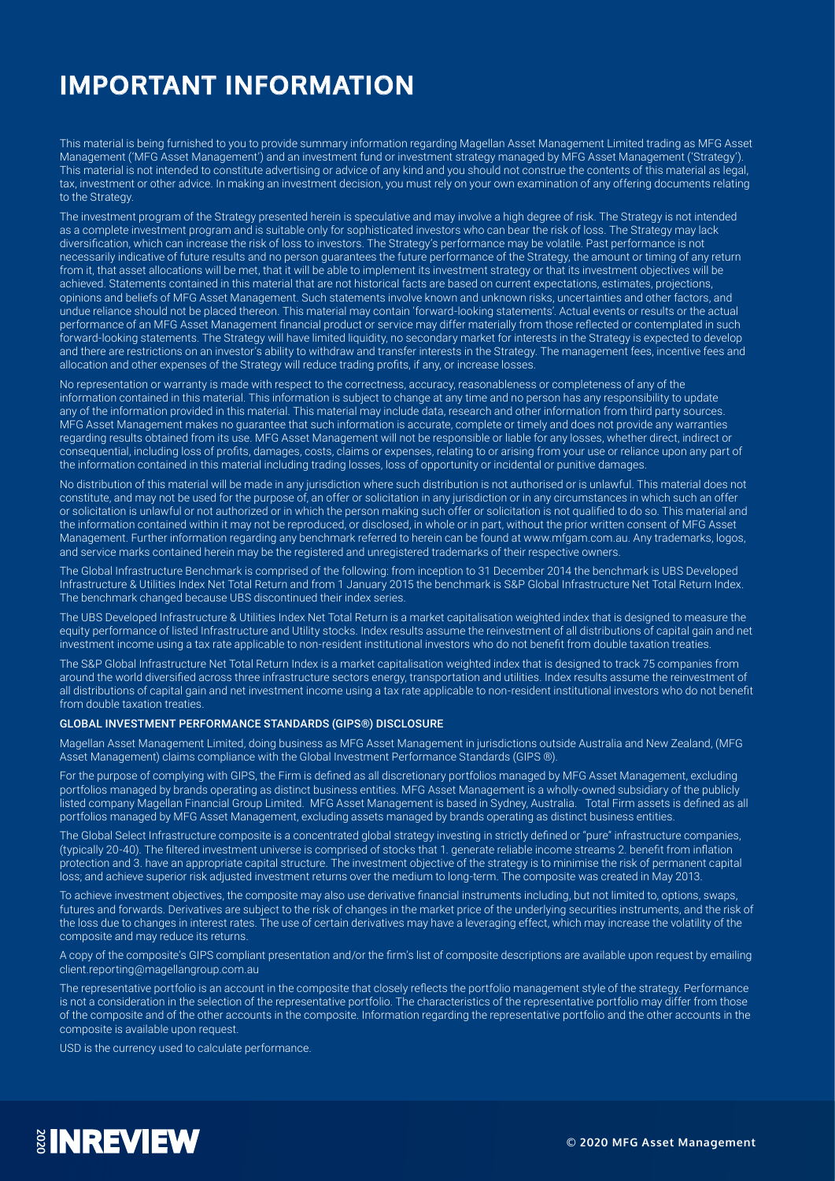# IMPORTANT INFORMATION

This material is being furnished to you to provide summary information regarding Magellan Asset Management Limited trading as MFG Asset Management ('MFG Asset Management') and an investment fund or investment strategy managed by MFG Asset Management ('Strategy'). This material is not intended to constitute advertising or advice of any kind and you should not construe the contents of this material as legal, tax, investment or other advice. In making an investment decision, you must rely on your own examination of any offering documents relating to the Strategy.

The investment program of the Strategy presented herein is speculative and may involve a high degree of risk. The Strategy is not intended as a complete investment program and is suitable only for sophisticated investors who can bear the risk of loss. The Strategy may lack diversification, which can increase the risk of loss to investors. The Strategy's performance may be volatile. Past performance is not necessarily indicative of future results and no person guarantees the future performance of the Strategy, the amount or timing of any return from it, that asset allocations will be met, that it will be able to implement its investment strategy or that its investment objectives will be achieved. Statements contained in this material that are not historical facts are based on current expectations, estimates, projections, opinions and beliefs of MFG Asset Management. Such statements involve known and unknown risks, uncertainties and other factors, and undue reliance should not be placed thereon. This material may contain 'forward-looking statements'. Actual events or results or the actual performance of an MFG Asset Management financial product or service may differ materially from those reflected or contemplated in such forward-looking statements. The Strategy will have limited liquidity, no secondary market for interests in the Strategy is expected to develop and there are restrictions on an investor's ability to withdraw and transfer interests in the Strategy. The management fees, incentive fees and allocation and other expenses of the Strategy will reduce trading profits, if any, or increase losses.

No representation or warranty is made with respect to the correctness, accuracy, reasonableness or completeness of any of the information contained in this material. This information is subject to change at any time and no person has any responsibility to update any of the information provided in this material. This material may include data, research and other information from third party sources. MFG Asset Management makes no guarantee that such information is accurate, complete or timely and does not provide any warranties regarding results obtained from its use. MFG Asset Management will not be responsible or liable for any losses, whether direct, indirect or consequential, including loss of profits, damages, costs, claims or expenses, relating to or arising from your use or reliance upon any part of the information contained in this material including trading losses, loss of opportunity or incidental or punitive damages.

No distribution of this material will be made in any jurisdiction where such distribution is not authorised or is unlawful. This material does not constitute, and may not be used for the purpose of, an offer or solicitation in any jurisdiction or in any circumstances in which such an offer or solicitation is unlawful or not authorized or in which the person making such offer or solicitation is not qualified to do so. This material and the information contained within it may not be reproduced, or disclosed, in whole or in part, without the prior written consent of MFG Asset Management. Further information regarding any benchmark referred to herein can be found at www.mfgam.com.au. Any trademarks, logos, and service marks contained herein may be the registered and unregistered trademarks of their respective owners.

The Global Infrastructure Benchmark is comprised of the following: from inception to 31 December 2014 the benchmark is UBS Developed Infrastructure & Utilities Index Net Total Return and from 1 January 2015 the benchmark is S&P Global Infrastructure Net Total Return Index. The benchmark changed because UBS discontinued their index series.

The UBS Developed Infrastructure & Utilities Index Net Total Return is a market capitalisation weighted index that is designed to measure the equity performance of listed Infrastructure and Utility stocks. Index results assume the reinvestment of all distributions of capital gain and net investment income using a tax rate applicable to non-resident institutional investors who do not benefit from double taxation treaties.

The S&P Global Infrastructure Net Total Return Index is a market capitalisation weighted index that is designed to track 75 companies from around the world diversified across three infrastructure sectors energy, transportation and utilities. Index results assume the reinvestment of all distributions of capital gain and net investment income using a tax rate applicable to non-resident institutional investors who do not benefit from double taxation treaties.

## GLOBAL INVESTMENT PERFORMANCE STANDARDS (GIPS®) DISCLOSURE

Magellan Asset Management Limited, doing business as MFG Asset Management in jurisdictions outside Australia and New Zealand, (MFG Asset Management) claims compliance with the Global Investment Performance Standards (GIPS ®).

For the purpose of complying with GIPS, the Firm is defined as all discretionary portfolios managed by MFG Asset Management, excluding portfolios managed by brands operating as distinct business entities. MFG Asset Management is a wholly-owned subsidiary of the publicly listed company Magellan Financial Group Limited. MFG Asset Management is based in Sydney, Australia. Total Firm assets is defined as all portfolios managed by MFG Asset Management, excluding assets managed by brands operating as distinct business entities.

The Global Select Infrastructure composite is a concentrated global strategy investing in strictly defined or "pure" infrastructure companies, (typically 20-40). The filtered investment universe is comprised of stocks that 1. generate reliable income streams 2. benefit from inflation protection and 3. have an appropriate capital structure. The investment objective of the strategy is to minimise the risk of permanent capital loss; and achieve superior risk adjusted investment returns over the medium to long-term. The composite was created in May 2013.

To achieve investment objectives, the composite may also use derivative financial instruments including, but not limited to, options, swaps, futures and forwards. Derivatives are subject to the risk of changes in the market price of the underlying securities instruments, and the risk of the loss due to changes in interest rates. The use of certain derivatives may have a leveraging effect, which may increase the volatility of the composite and may reduce its returns.

A copy of the composite's GIPS compliant presentation and/or the firm's list of composite descriptions are available upon request by emailing client.reporting@magellangroup.com.au

The representative portfolio is an account in the composite that closely reflects the portfolio management style of the strategy. Performance is not a consideration in the selection of the representative portfolio. The characteristics of the representative portfolio may differ from those of the composite and of the other accounts in the composite. Information regarding the representative portfolio and the other accounts in the composite is available upon request.

USD is the currency used to calculate performance.

2020 INREVIEW

© 2020 MFG Asset Management